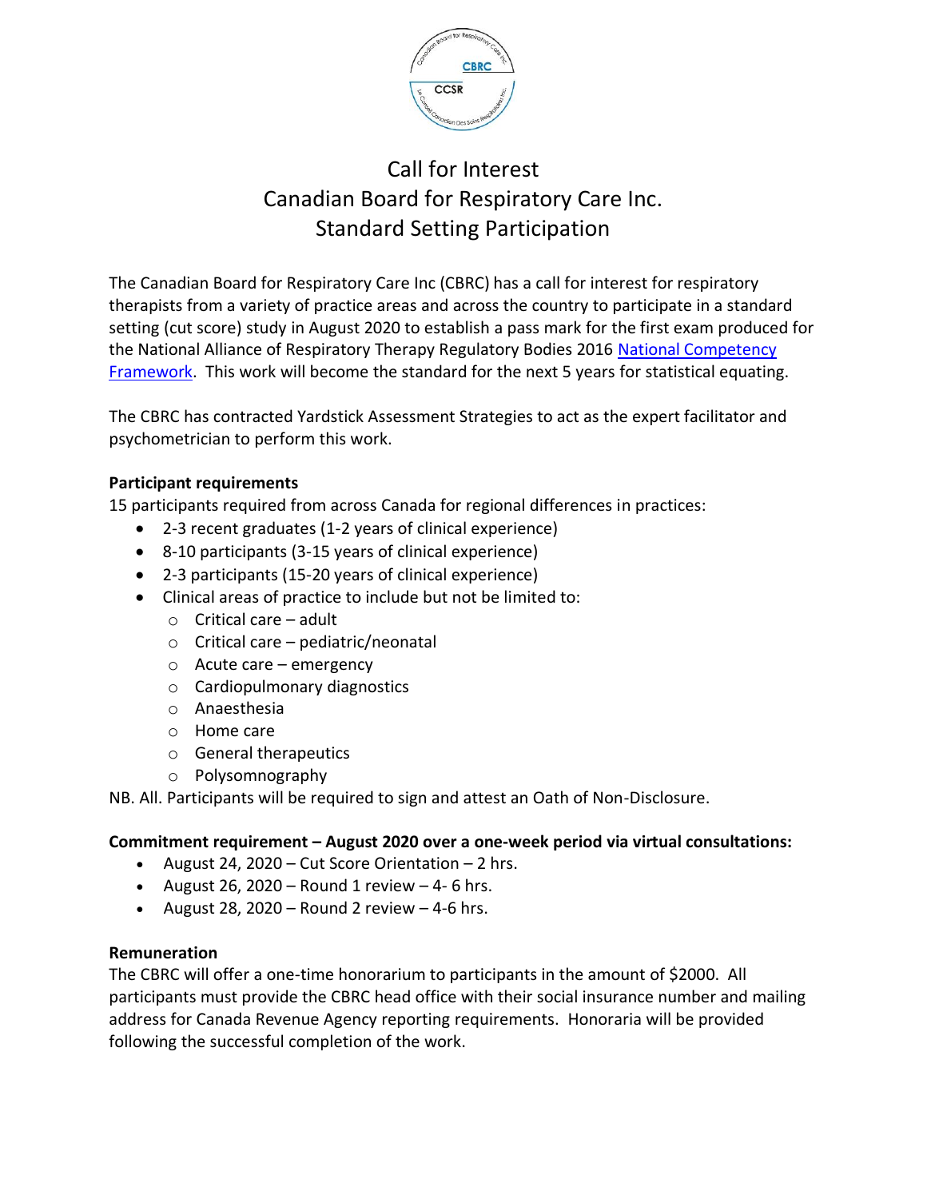# Call for Interest
# Canadian Board for Respiratory Care Inc.
# Standard Setting Participation

The Canadian Board for Respiratory Care Inc (CBRC) has a call for interest for respiratory therapists from a variety of practice areas and across the country to participate in a standard setting (cut score) study in August 2020 to establish a pass mark for the first exam produced for the National Alliance of Respiratory Therapy Regulatory Bodies 2016 [National Competency Framework](). This work will become the standard for the next 5 years for statistical equating.

The CBRC has contracted Yardstick Assessment Strategies to act as the expert facilitator and psychometrician to perform this work.

**Participant requirements**

15 participants required from across Canada for regional differences in practices:

- 2-3 recent graduates (1-2 years of clinical experience)
- 8-10 participants (3-15 years of clinical experience)
- 2-3 participants (15-20 years of clinical experience)
- Clinical areas of practice to include but not be limited to:
  - Critical care – adult
  - Critical care – pediatric/neonatal
  - Acute care – emergency
  - Cardiopulmonary diagnostics
  - Anaesthesia
  - Home care
  - General therapeutics
  - Polysomnography

NB. All. Participants will be required to sign and attest an Oath of Non-Disclosure.

**Commitment requirement – August 2020 over a one-week period via virtual consultations:**

- August 24, 2020 – Cut Score Orientation – 2 hrs.
- August 26, 2020 – Round 1 review – 4- 6 hrs.
- August 28, 2020 – Round 2 review – 4-6 hrs.

**Remuneration**

The CBRC will offer a one-time honorarium to participants in the amount of $2000. All participants must provide the CBRC head office with their social insurance number and mailing address for Canada Revenue Agency reporting requirements. Honoraria will be provided following the successful completion of the work.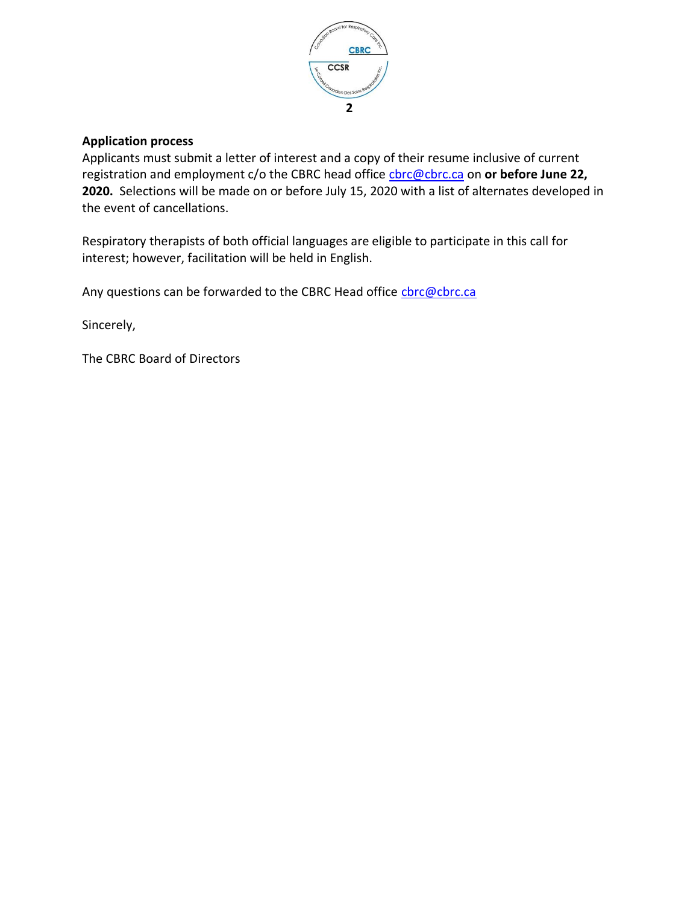**Application process**

Applicants must submit a letter of interest and a copy of their resume inclusive of current registration and employment c/o the CBRC head office cbrc@cbrc.ca on **or before June 22, 2020.** Selections will be made on or before July 15, 2020 with a list of alternates developed in the event of cancellations.

Respiratory therapists of both official languages are eligible to participate in this call for interest; however, facilitation will be held in English.

Any questions can be forwarded to the CBRC Head office cbrc@cbrc.ca

Sincerely,

The CBRC Board of Directors